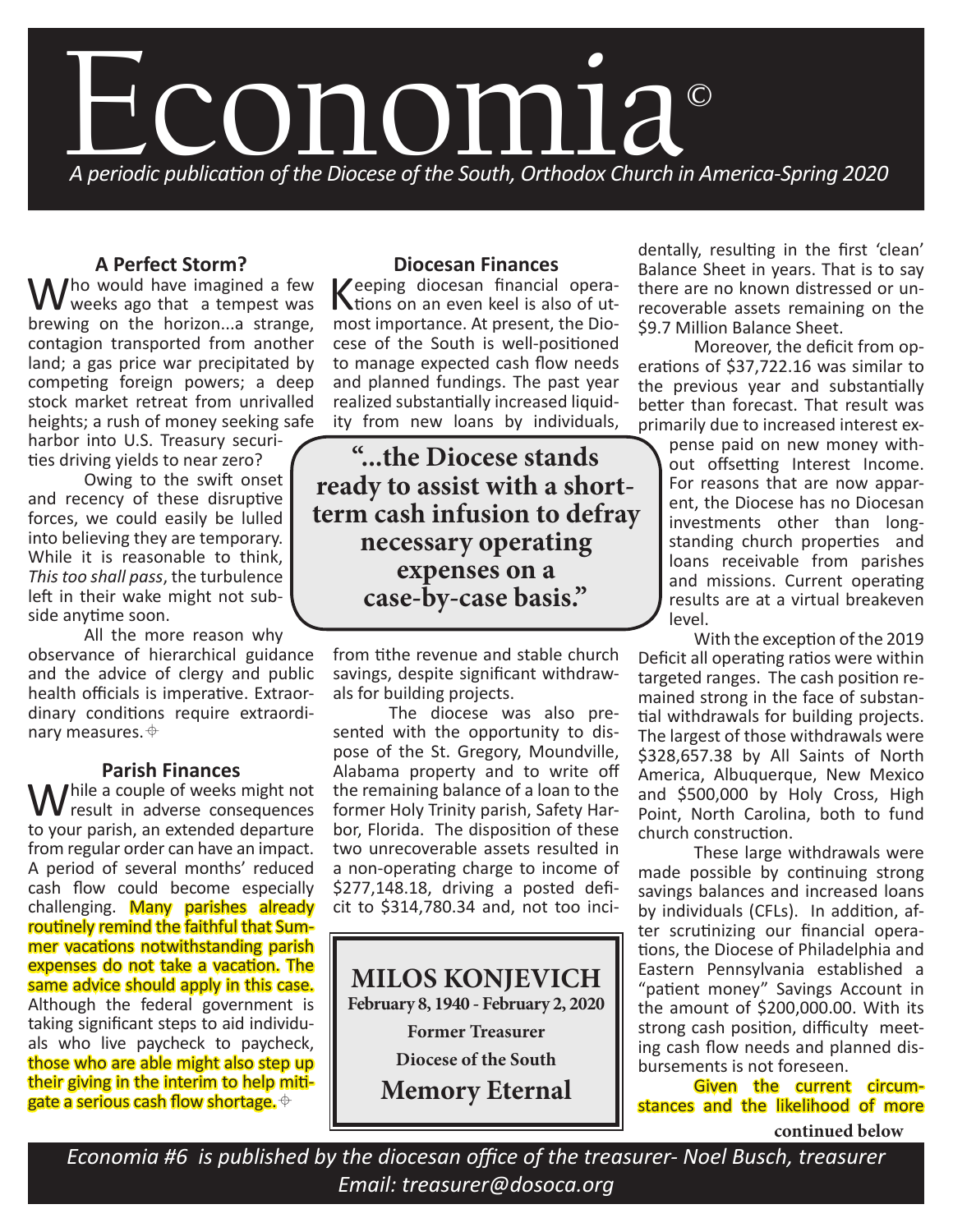# Economia©

*A periodic publication of the Diocese of the South, Orthodox Church in America-Spring 2020*

## A Perfect Storm?

Who would have imagined a few weeks ago that a tempest was brewing on the horizon...a strange, contagion transported from another land; a gas price war precipitated by competing foreign powers; a deep stock market retreat from unrivalled heights; a rush of money seeking safe harbor into U.S. Treasury securities driving yields to near zero?

Owing to the swift onset and recency of these disruptive forces, we could easily be lulled into believing they are temporary. While it is reasonable to think, *This too shall pass*, the turbulence left in their wake might not subside anytime soon.

All the more reason why observance of hierarchical guidance and the advice of clergy and public health officials is imperative. Extraordinary conditions require extraordinary measures. ⌖

## Parish Finances

While a couple of weeks might not result in adverse consequences to your parish, an extended departure from regular order can have an impact. A period of several months' reduced cash flow could become especially challenging. Many parishes already routinely remind the faithful that Summer vacations notwithstanding parish expenses do not take a vacation. The same advice should apply in this case. Although the federal government is taking significant steps to aid individuals who live paycheck to paycheck, those who are able might also step up their giving in the interim to help mitigate a serious cash flow shortage. ⌖

## Diocesan Finances

Keeping diocesan financial operations on an even keel is also of utmost importance. At present, the Diocese of the South is well-positioned to manage expected cash flow needs and planned fundings. The past year realized substantially increased liquidity from new loans by individuals, from tithe revenue and stable church savings, despite significant withdrawals for building projects.

> **"...the Diocese stands ready to assist with a short-term cash infusion to defray necessary operating expenses on a case-by-case basis."**

The diocese was also presented with the opportunity to dispose of the St. Gregory, Moundville, Alabama property and to write off the remaining balance of a loan to the former Holy Trinity parish, Safety Harbor, Florida. The disposition of these two unrecoverable assets resulted in a non-operating charge to income of $277,148.18, driving a posted deficit to $314,780.34 and, not too incidentally, resulting in the first 'clean' Balance Sheet in years. That is to say there are no known distressed or unrecoverable assets remaining on the $9.7 Million Balance Sheet.

Moreover, the deficit from operations of $37,722.16 was similar to the previous year and substantially better than forecast. That result was primarily due to increased interest expense paid on new money without offsetting Interest Income. For reasons that are now apparent, the Diocese has no Diocesan investments other than longstanding church properties and loans receivable from parishes and missions. Current operating results are at a virtual breakeven level.

With the exception of the 2019 Deficit all operating ratios were within targeted ranges. The cash position remained strong in the face of substantial withdrawals for building projects. The largest of those withdrawals were $328,657.38 by All Saints of North America, Albuquerque, New Mexico and $500,000 by Holy Cross, High Point, North Carolina, both to fund church construction.

These large withdrawals were made possible by continuing strong savings balances and increased loans by individuals (CFLs). In addition, after scrutinizing our financial operations, the Diocese of Philadelphia and Eastern Pennsylvania established a "patient money" Savings Account in the amount of $200,000.00. With its strong cash position, difficulty meeting cash flow needs and planned disbursements is not foreseen.

Given the current circumstances and the likelihood of more

**continued below**

---

**MILOS KONJEVICH**
**February 8, 1940 - February 2, 2020**
**Former Treasurer**
**Diocese of the South**
**Memory Eternal**

---

*Economia #6 is published by the diocesan office of the treasurer- Noel Busch, treasurer*
*Email: treasurer@dosoca.org*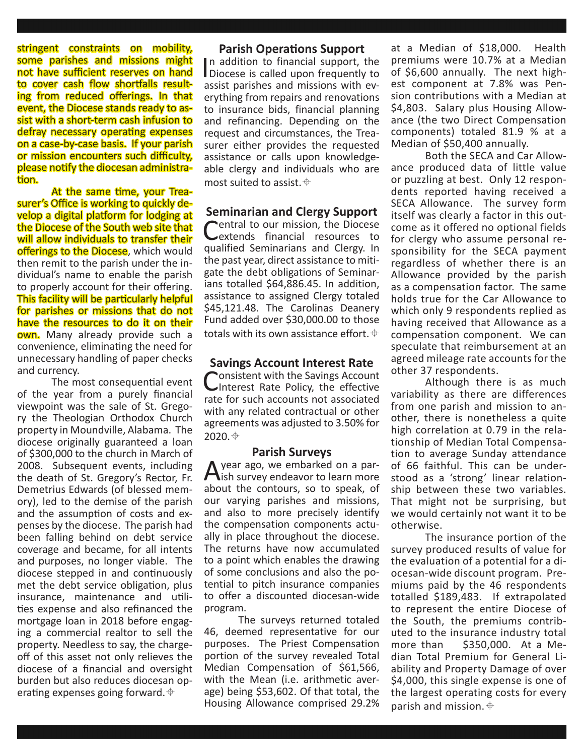stringent constraints on mobility, some parishes and missions might not have sufficient reserves on hand to cover cash flow shortfalls resulting from reduced offerings. In that event, the Diocese stands ready to assist with a short-term cash infusion to defray necessary operating expenses on a case-by-case basis. If your parish or mission encounters such difficulty, please notify the diocesan administration.

At the same time, your Treasurer's Office is working to quickly develop a digital platform for lodging at the Diocese of the South web site that will allow individuals to transfer their offerings to the Diocese, which would then remit to the parish under the individual's name to enable the parish to properly account for their offering. This facility will be particularly helpful for parishes or missions that do not have the resources to do it on their own. Many already provide such a convenience, eliminating the need for unnecessary handling of paper checks and currency.

The most consequential event of the year from a purely financial viewpoint was the sale of St. Gregory the Theologian Orthodox Church property in Moundville, Alabama. The diocese originally guaranteed a loan of $300,000 to the church in March of 2008. Subsequent events, including the death of St. Gregory's Rector, Fr. Demetrius Edwards (of blessed memory), led to the demise of the parish and the assumption of costs and expenses by the diocese. The parish had been falling behind on debt service coverage and became, for all intents and purposes, no longer viable. The diocese stepped in and continuously met the debt service obligation, plus insurance, maintenance and utilities expense and also refinanced the mortgage loan in 2018 before engaging a commercial realtor to sell the property. Needless to say, the charge-off of this asset not only relieves the diocese of a financial and oversight burden but also reduces diocesan operating expenses going forward. ⌖

### Parish Operations Support

In addition to financial support, the Diocese is called upon frequently to assist parishes and missions with everything from repairs and renovations to insurance bids, financial planning and refinancing. Depending on the request and circumstances, the Treasurer either provides the requested assistance or calls upon knowledgeable clergy and individuals who are most suited to assist. ⌖

### Seminarian and Clergy Support

Central to our mission, the Diocese extends financial resources to qualified Seminarians and Clergy. In the past year, direct assistance to mitigate the debt obligations of Seminarians totalled $64,886.45. In addition, assistance to assigned Clergy totaled $45,121.48. The Carolinas Deanery Fund added over $30,000.00 to those totals with its own assistance effort. ⌖

### Savings Account Interest Rate

Consistent with the Savings Account Interest Rate Policy, the effective rate for such accounts not associated with any related contractual or other agreements was adjusted to 3.50% for 2020. ⌖

### Parish Surveys

A year ago, we embarked on a parish survey endeavor to learn more about the contours, so to speak, of our varying parishes and missions, and also to more precisely identify the compensation components actually in place throughout the diocese. The returns have now accumulated to a point which enables the drawing of some conclusions and also the potential to pitch insurance companies to offer a discounted diocesan-wide program.

The surveys returned totaled 46, deemed representative for our purposes. The Priest Compensation portion of the survey revealed Total Median Compensation of $61,566, with the Mean (i.e. arithmetic average) being $53,602. Of that total, the Housing Allowance comprised 29.2% at a Median of $18,000. Health premiums were 10.7% at a Median of $6,600 annually. The next highest component at 7.8% was Pension contributions with a Median at $4,803. Salary plus Housing Allowance (the two Direct Compensation components) totaled 81.9 % at a Median of $50,400 annually.

Both the SECA and Car Allowance produced data of little value or puzzling at best. Only 12 respondents reported having received a SECA Allowance. The survey form itself was clearly a factor in this outcome as it offered no optional fields for clergy who assume personal responsibility for the SECA payment regardless of whether there is an Allowance provided by the parish as a compensation factor. The same holds true for the Car Allowance to which only 9 respondents replied as having received that Allowance as a compensation component. We can speculate that reimbursement at an agreed mileage rate accounts for the other 37 respondents.

Although there is as much variability as there are differences from one parish and mission to another, there is nonetheless a quite high correlation at 0.79 in the relationship of Median Total Compensation to average Sunday attendance of 66 faithful. This can be understood as a 'strong' linear relationship between these two variables. That might not be surprising, but we would certainly not want it to be otherwise.

The insurance portion of the survey produced results of value for the evaluation of a potential for a diocesan-wide discount program. Premiums paid by the 46 respondents totalled $189,483. If extrapolated to represent the entire Diocese of the South, the premiums contributed to the insurance industry total more than $350,000. At a Median Total Premium for General Liability and Property Damage of over $4,000, this single expense is one of the largest operating costs for every parish and mission. ⌖